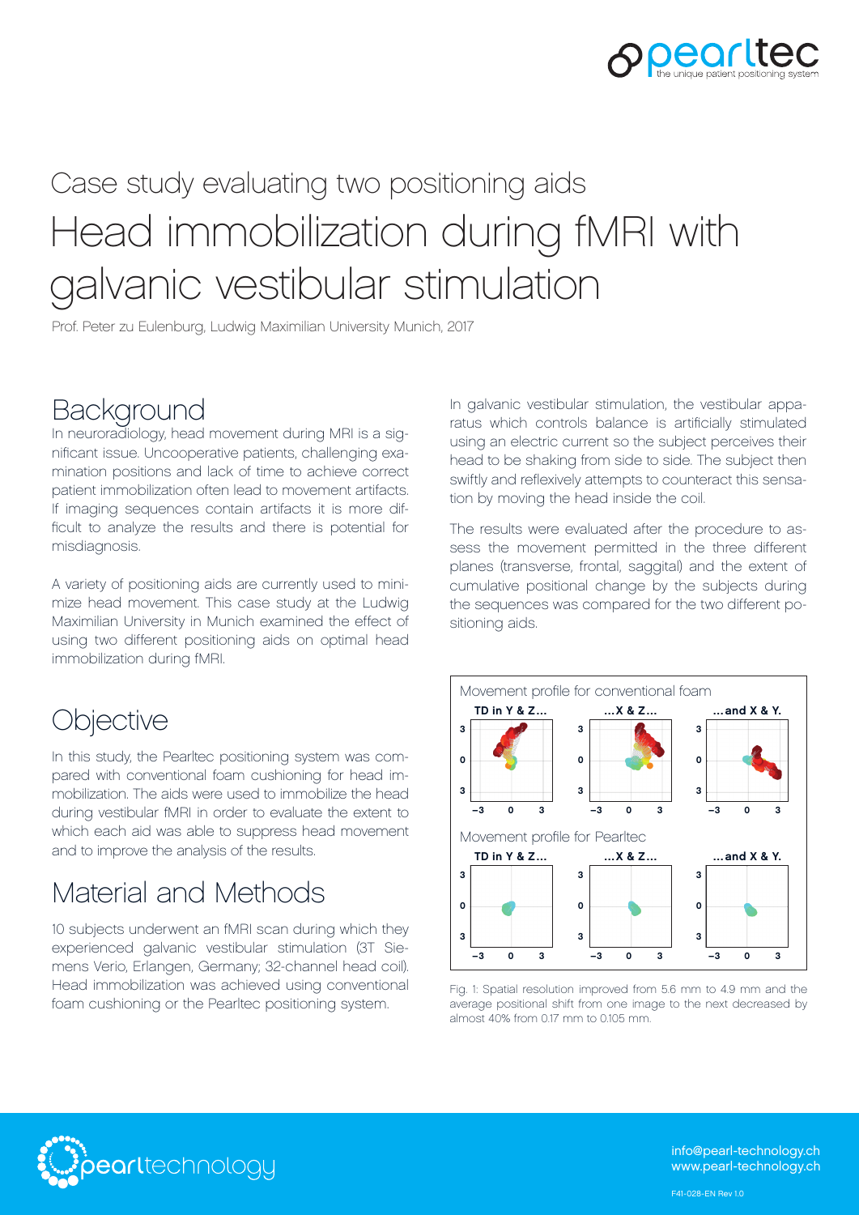Case study evaluating two positioning aids

# Head immobilization during fMRI with galvanic vestibular stimulation

Prof. Peter zu Eulenburg, Ludwig Maximilian University Munich, 2017

## Background

In neuroradiology, head movement during MRI is a significant issue. Uncooperative patients, challenging examination positions and lack of time to achieve correct patient immobilization often lead to movement artifacts. If imaging sequences contain artifacts it is more difficult to analyze the results and there is potential for misdiagnosis.

A variety of positioning aids are currently used to minimize head movement. This case study at the Ludwig Maximilian University in Munich examined the effect of using two different positioning aids on optimal head immobilization during fMRI.

## Objective

In this study, the Pearltec positioning system was compared with conventional foam cushioning for head immobilization. The aids were used to immobilize the head during vestibular fMRI in order to evaluate the extent to which each aid was able to suppress head movement and to improve the analysis of the results.

## Material and Methods

10 subjects underwent an fMRI scan during which they experienced galvanic vestibular stimulation (3T Siemens Verio, Erlangen, Germany; 32-channel head coil). Head immobilization was achieved using conventional foam cushioning or the Pearltec positioning system.

In galvanic vestibular stimulation, the vestibular apparatus which controls balance is artificially stimulated using an electric current so the subject perceives their head to be shaking from side to side. The subject then swiftly and reflexively attempts to counteract this sensation by moving the head inside the coil.

The results were evaluated after the procedure to assess the movement permitted in the three different planes (transverse, frontal, saggital) and the extent of cumulative positional change by the subjects during the sequences was compared for the two different positioning aids.

Fig. 1: Spatial resolution improved from 5.6 mm to 4.9 mm and the average positional shift from one image to the next decreased by almost 40% from 0.17 mm to 0.105 mm.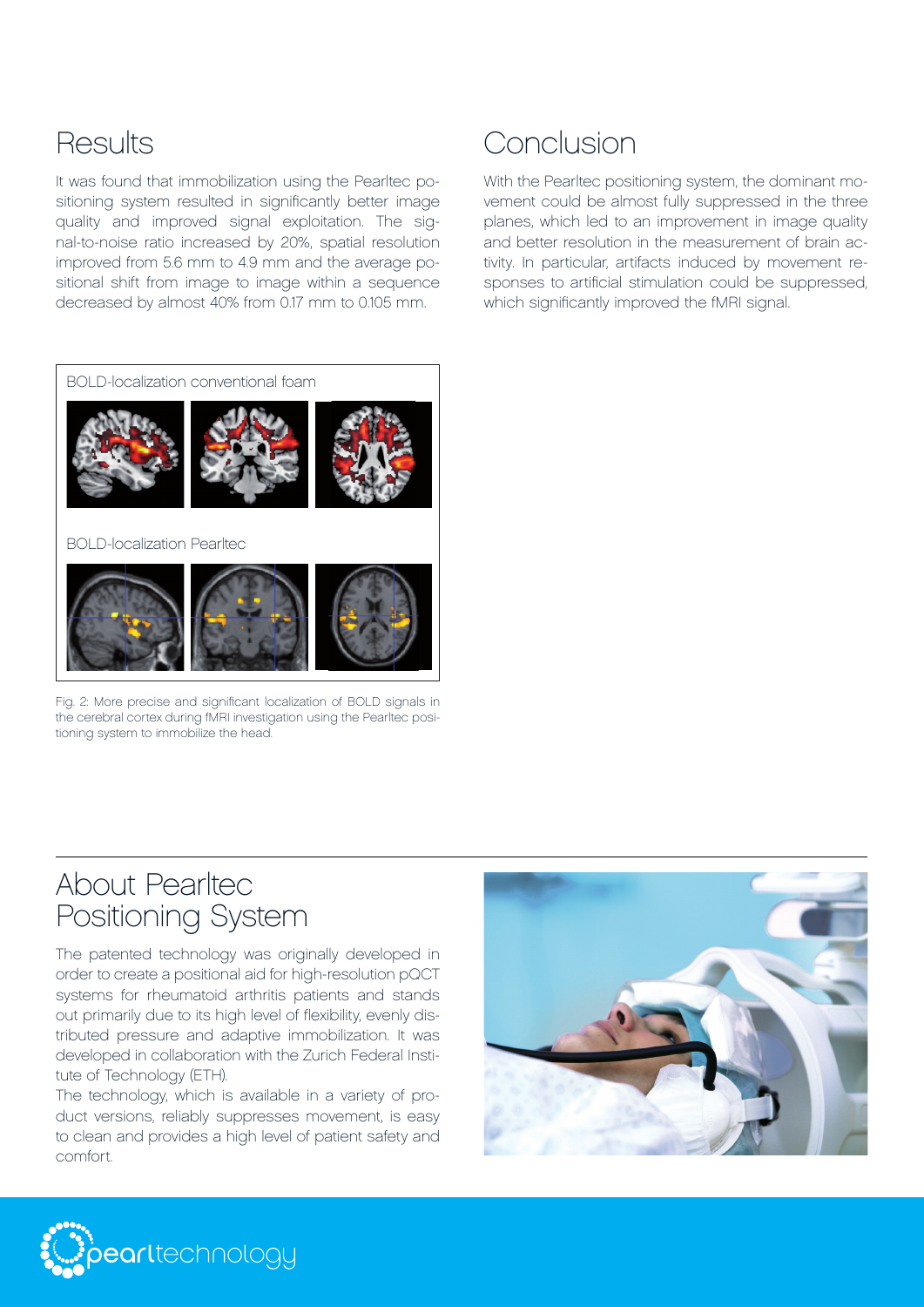## Results

It was found that immobilization using the Pearltec positioning system resulted in significantly better image quality and improved signal exploitation. The signal-to-noise ratio increased by 20%, spatial resolution improved from 5.6 mm to 4.9 mm and the average positional shift from image to image within a sequence decreased by almost 40% from 0.17 mm to 0.105 mm.

BOLD-localization conventional foam

BOLD-localization Pearltec

Fig. 2: More precise and significant localization of BOLD signals in the cerebral cortex during fMRI investigation using the Pearltec positioning system to immobilize the head.

## Conclusion

With the Pearltec positioning system, the dominant movement could be almost fully suppressed in the three planes, which led to an improvement in image quality and better resolution in the measurement of brain activity. In particular, artifacts induced by movement responses to artificial stimulation could be suppressed, which significantly improved the fMRI signal.

## About Pearltec Positioning System

The patented technology was originally developed in order to create a positional aid for high-resolution pQCT systems for rheumatoid arthritis patients and stands out primarily due to its high level of flexibility, evenly distributed pressure and adaptive immobilization. It was developed in collaboration with the Zurich Federal Institute of Technology (ETH).

The technology, which is available in a variety of product versions, reliably suppresses movement, is easy to clean and provides a high level of patient safety and comfort.

pearltechnology